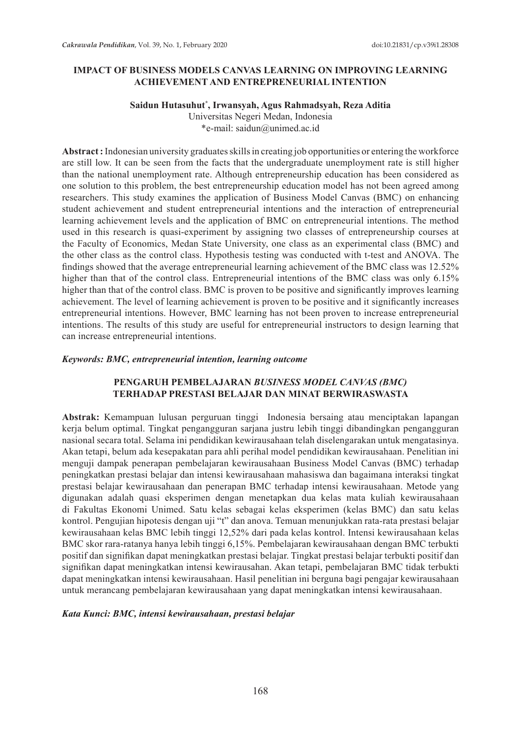# IMPACT OF BUSINESS MODELS CANVAS LEARNING ON IMPROVING LEARNING ACHIEVEMENT AND ENTREPRENEURIAL INTENTION

**Saidun Hutasuhut[*], Irwansyah, Agus Rahmadsyah, Reza Aditia**

Universitas Negeri Medan, Indonesia

*e-mail: saidun@unimed.ac.id

**Abstract :** Indonesian university graduates skills in creating job opportunities or entering the workforce are still low. It can be seen from the facts that the undergraduate unemployment rate is still higher than the national unemployment rate. Although entrepreneurship education has been considered as one solution to this problem, the best entrepreneurship education model has not been agreed among researchers. This study examines the application of Business Model Canvas (BMC) on enhancing student achievement and student entrepreneurial intentions and the interaction of entrepreneurial learning achievement levels and the application of BMC on entrepreneurial intentions. The method used in this research is quasi-experiment by assigning two classes of entrepreneurship courses at the Faculty of Economics, Medan State University, one class as an experimental class (BMC) and the other class as the control class. Hypothesis testing was conducted with t-test and ANOVA. The findings showed that the average entrepreneurial learning achievement of the BMC class was 12.52% higher than that of the control class. Entrepreneurial intentions of the BMC class was only 6.15% higher than that of the control class. BMC is proven to be positive and significantly improves learning achievement. The level of learning achievement is proven to be positive and it significantly increases entrepreneurial intentions. However, BMC learning has not been proven to increase entrepreneurial intentions. The results of this study are useful for entrepreneurial instructors to design learning that can increase entrepreneurial intentions.

***Keywords: BMC, entrepreneurial intention, learning outcome***

## PENGARUH PEMBELAJARAN *BUSINESS MODEL CANVAS (BMC)* TERHADAP PRESTASI BELAJAR DAN MINAT BERWIRASWASTA

**Abstrak:** Kemampuan lulusan perguruan tinggi Indonesia bersaing atau menciptakan lapangan kerja belum optimal. Tingkat pengangguran sarjana justru lebih tinggi dibandingkan pengangguran nasional secara total. Selama ini pendidikan kewirausahaan telah diselengarakan untuk mengatasinya. Akan tetapi, belum ada kesepakatan para ahli perihal model pendidikan kewirausahaan. Penelitian ini menguji dampak penerapan pembelajaran kewirausahaan Business Model Canvas (BMC) terhadap peningkatkan prestasi belajar dan intensi kewirausahaan mahasiswa dan bagaimana interaksi tingkat prestasi belajar kewirausahaan dan penerapan BMC terhadap intensi kewirausahaan. Metode yang digunakan adalah quasi eksperimen dengan menetapkan dua kelas mata kuliah kewirausahaan di Fakultas Ekonomi Unimed. Satu kelas sebagai kelas eksperimen (kelas BMC) dan satu kelas kontrol. Pengujian hipotesis dengan uji "t" dan anova. Temuan menunjukkan rata-rata prestasi belajar kewirausahaan kelas BMC lebih tinggi 12,52% dari pada kelas kontrol. Intensi kewirausahaan kelas BMC skor rara-ratanya hanya lebih tinggi 6,15%. Pembelajaran kewirausahaan dengan BMC terbukti positif dan signifikan dapat meningkatkan prestasi belajar. Tingkat prestasi belajar terbukti positif dan signifikan dapat meningkatkan intensi kewirausahaan. Akan tetapi, pembelajaran BMC tidak terbukti dapat meningkatkan intensi kewirausahaan. Hasil penelitian ini berguna bagi pengajar kewirausahaan untuk merancang pembelajaran kewirausahaan yang dapat meningkatkan intensi kewirausahaan.

***Kata Kunci: BMC, intensi kewirausahaan, prestasi belajar***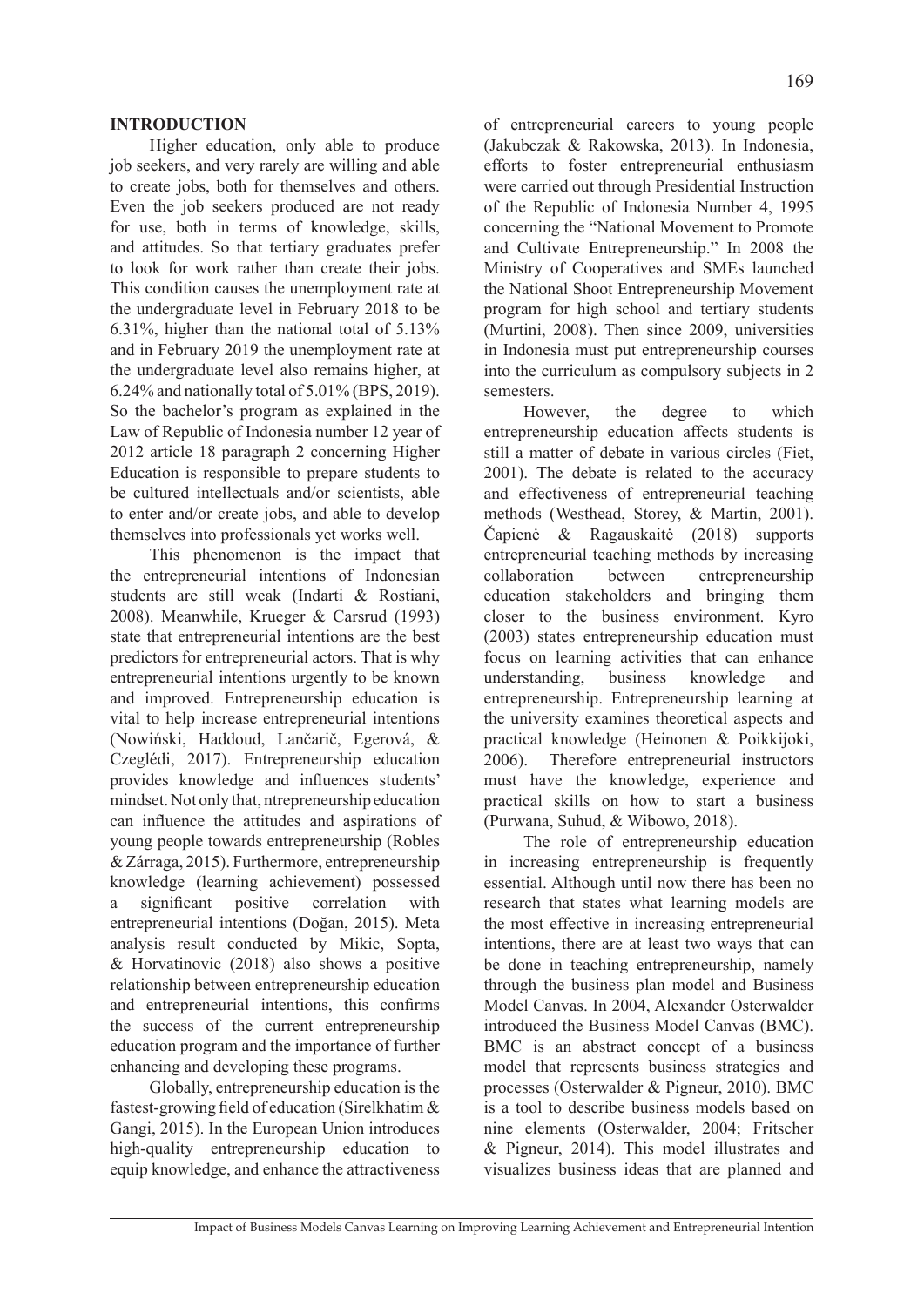## INTRODUCTION

Higher education, only able to produce job seekers, and very rarely are willing and able to create jobs, both for themselves and others. Even the job seekers produced are not ready for use, both in terms of knowledge, skills, and attitudes. So that tertiary graduates prefer to look for work rather than create their jobs. This condition causes the unemployment rate at the undergraduate level in February 2018 to be 6.31%, higher than the national total of 5.13% and in February 2019 the unemployment rate at the undergraduate level also remains higher, at 6.24% and nationally total of 5.01% (BPS, 2019). So the bachelor's program as explained in the Law of Republic of Indonesia number 12 year of 2012 article 18 paragraph 2 concerning Higher Education is responsible to prepare students to be cultured intellectuals and/or scientists, able to enter and/or create jobs, and able to develop themselves into professionals yet works well.

This phenomenon is the impact that the entrepreneurial intentions of Indonesian students are still weak (Indarti & Rostiani, 2008). Meanwhile, Krueger & Carsrud (1993) state that entrepreneurial intentions are the best predictors for entrepreneurial actors. That is why entrepreneurial intentions urgently to be known and improved. Entrepreneurship education is vital to help increase entrepreneurial intentions (Nowiński, Haddoud, Lančarič, Egerová, & Czeglédi, 2017). Entrepreneurship education provides knowledge and influences students' mindset. Not only that, ntrepreneurship education can influence the attitudes and aspirations of young people towards entrepreneurship (Robles & Zárraga, 2015). Furthermore, entrepreneurship knowledge (learning achievement) possessed a significant positive correlation with entrepreneurial intentions (Doğan, 2015). Meta analysis result conducted by Mikic, Sopta, & Horvatinovic (2018) also shows a positive relationship between entrepreneurship education and entrepreneurial intentions, this confirms the success of the current entrepreneurship education program and the importance of further enhancing and developing these programs.

Globally, entrepreneurship education is the fastest-growing field of education (Sirelkhatim & Gangi, 2015). In the European Union introduces high-quality entrepreneurship education to equip knowledge, and enhance the attractiveness of entrepreneurial careers to young people (Jakubczak & Rakowska, 2013). In Indonesia, efforts to foster entrepreneurial enthusiasm were carried out through Presidential Instruction of the Republic of Indonesia Number 4, 1995 concerning the "National Movement to Promote and Cultivate Entrepreneurship." In 2008 the Ministry of Cooperatives and SMEs launched the National Shoot Entrepreneurship Movement program for high school and tertiary students (Murtini, 2008). Then since 2009, universities in Indonesia must put entrepreneurship courses into the curriculum as compulsory subjects in 2 semesters.

However, the degree to which entrepreneurship education affects students is still a matter of debate in various circles (Fiet, 2001). The debate is related to the accuracy and effectiveness of entrepreneurial teaching methods (Westhead, Storey, & Martin, 2001). Čapienė & Ragauskaitė (2018) supports entrepreneurial teaching methods by increasing collaboration between entrepreneurship education stakeholders and bringing them closer to the business environment. Kyro (2003) states entrepreneurship education must focus on learning activities that can enhance understanding, business knowledge and entrepreneurship. Entrepreneurship learning at the university examines theoretical aspects and practical knowledge (Heinonen & Poikkijoki, 2006). Therefore entrepreneurial instructors must have the knowledge, experience and practical skills on how to start a business (Purwana, Suhud, & Wibowo, 2018).

The role of entrepreneurship education in increasing entrepreneurship is frequently essential. Although until now there has been no research that states what learning models are the most effective in increasing entrepreneurial intentions, there are at least two ways that can be done in teaching entrepreneurship, namely through the business plan model and Business Model Canvas. In 2004, Alexander Osterwalder introduced the Business Model Canvas (BMC). BMC is an abstract concept of a business model that represents business strategies and processes (Osterwalder & Pigneur, 2010). BMC is a tool to describe business models based on nine elements (Osterwalder, 2004; Fritscher & Pigneur, 2014). This model illustrates and visualizes business ideas that are planned and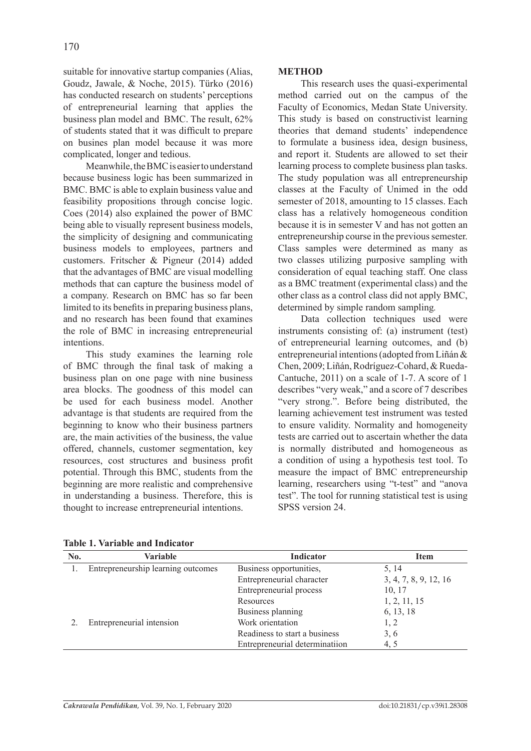suitable for innovative startup companies (Alias, Goudz, Jawale, & Noche, 2015). Türko (2016) has conducted research on students' perceptions of entrepreneurial learning that applies the business plan model and BMC. The result, 62% of students stated that it was difficult to prepare on busines plan model because it was more complicated, longer and tedious.

Meanwhile, the BMC is easier to understand because business logic has been summarized in BMC. BMC is able to explain business value and feasibility propositions through concise logic. Coes (2014) also explained the power of BMC being able to visually represent business models, the simplicity of designing and communicating business models to employees, partners and customers. Fritscher & Pigneur (2014) added that the advantages of BMC are visual modelling methods that can capture the business model of a company. Research on BMC has so far been limited to its benefits in preparing business plans, and no research has been found that examines the role of BMC in increasing entrepreneurial intentions.

This study examines the learning role of BMC through the final task of making a business plan on one page with nine business area blocks. The goodness of this model can be used for each business model. Another advantage is that students are required from the beginning to know who their business partners are, the main activities of the business, the value offered, channels, customer segmentation, key resources, cost structures and business profit potential. Through this BMC, students from the beginning are more realistic and comprehensive in understanding a business. Therefore, this is thought to increase entrepreneurial intentions.

## METHOD

This research uses the quasi-experimental method carried out on the campus of the Faculty of Economics, Medan State University. This study is based on constructivist learning theories that demand students' independence to formulate a business idea, design business, and report it. Students are allowed to set their learning process to complete business plan tasks. The study population was all entrepreneurship classes at the Faculty of Unimed in the odd semester of 2018, amounting to 15 classes. Each class has a relatively homogeneous condition because it is in semester V and has not gotten an entrepreneurship course in the previous semester. Class samples were determined as many as two classes utilizing purposive sampling with consideration of equal teaching staff. One class as a BMC treatment (experimental class) and the other class as a control class did not apply BMC, determined by simple random sampling.

Data collection techniques used were instruments consisting of: (a) instrument (test) of entrepreneurial learning outcomes, and (b) entrepreneurial intentions (adopted from Liñán & Chen, 2009; Liñán, Rodríguez-Cohard, & Rueda-Cantuche, 2011) on a scale of 1-7. A score of 1 describes "very weak," and a score of 7 describes "very strong.". Before being distributed, the learning achievement test instrument was tested to ensure validity. Normality and homogeneity tests are carried out to ascertain whether the data is normally distributed and homogeneous as a condition of using a hypothesis test tool. To measure the impact of BMC entrepreneurship learning, researchers using "t-test" and "anova test". The tool for running statistical test is using SPSS version 24.

**Table 1. Variable and Indicator**

| No. | Variable | Indicator | Item |
|---|---|---|---|
| 1. | Entrepreneurship learning outcomes | Business opportunities, | 5, 14 |
| | | Entrepreneurial character | 3, 4, 7, 8, 9, 12, 16 |
| | | Entrepreneurial process | 10, 17 |
| | | Resources | 1, 2, 11, 15 |
| | | Business planning | 6, 13, 18 |
| 2. | Entrepreneurial intension | Work orientation | 1, 2 |
| | | Readiness to start a business | 3, 6 |
| | | Entrepreneurial determinatiion | 4, 5 |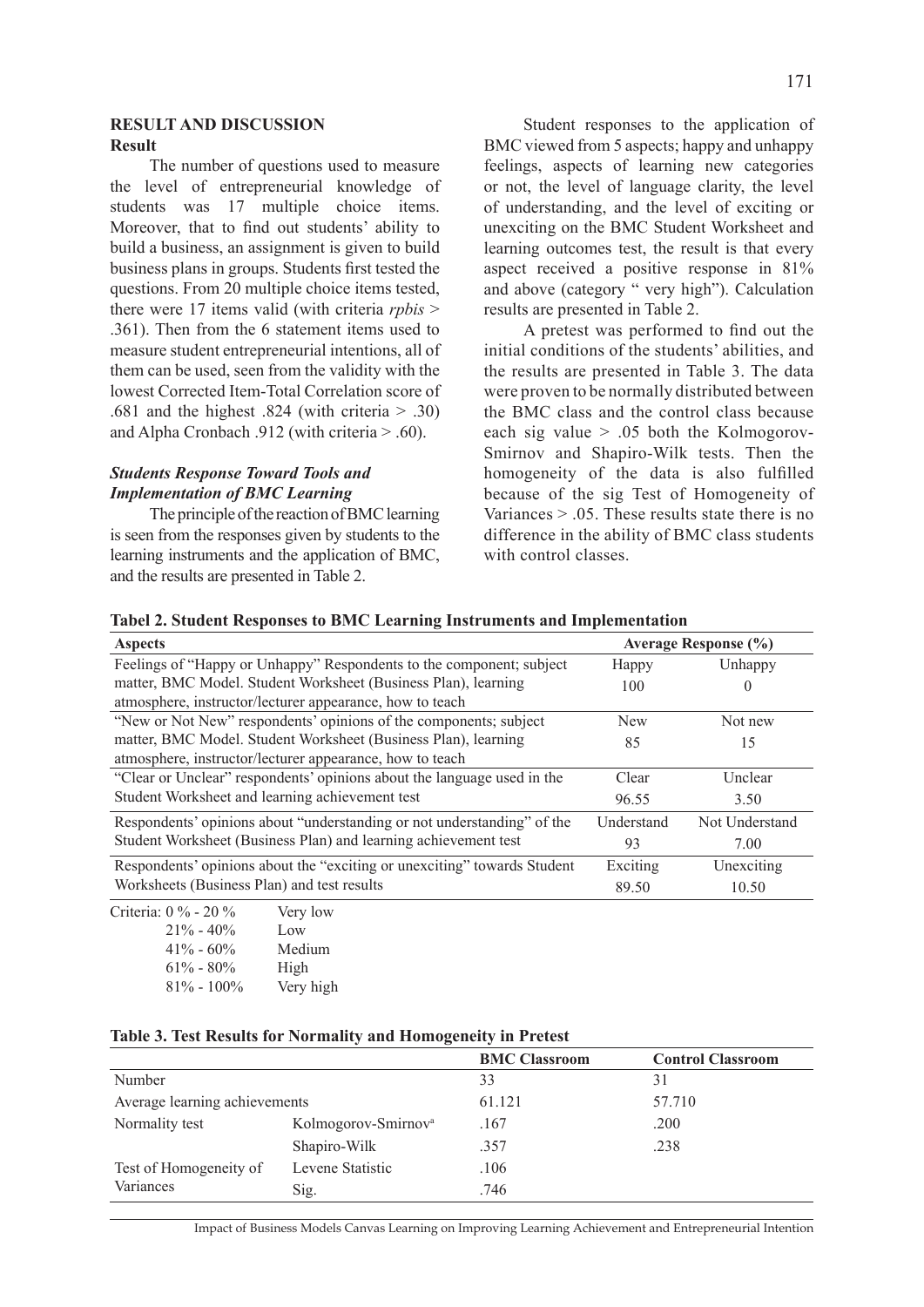## RESULT AND DISCUSSION

### Result

The number of questions used to measure the level of entrepreneurial knowledge of students was 17 multiple choice items. Moreover, that to find out students' ability to build a business, an assignment is given to build business plans in groups. Students first tested the questions. From 20 multiple choice items tested, there were 17 items valid (with criteria *rpbis* > .361). Then from the 6 statement items used to measure student entrepreneurial intentions, all of them can be used, seen from the validity with the lowest Corrected Item-Total Correlation score of .681 and the highest .824 (with criteria > .30) and Alpha Cronbach .912 (with criteria > .60).

### *Students Response Toward Tools and Implementation of BMC Learning*

The principle of the reaction of BMC learning is seen from the responses given by students to the learning instruments and the application of BMC, and the results are presented in Table 2.

Student responses to the application of BMC viewed from 5 aspects; happy and unhappy feelings, aspects of learning new categories or not, the level of language clarity, the level of understanding, and the level of exciting or unexciting on the BMC Student Worksheet and learning outcomes test, the result is that every aspect received a positive response in 81% and above (category " very high"). Calculation results are presented in Table 2.

A pretest was performed to find out the initial conditions of the students' abilities, and the results are presented in Table 3. The data were proven to be normally distributed between the BMC class and the control class because each sig value > .05 both the Kolmogorov-Smirnov and Shapiro-Wilk tests. Then the homogeneity of the data is also fulfilled because of the sig Test of Homogeneity of Variances > .05. These results state there is no difference in the ability of BMC class students with control classes.

**Tabel 2. Student Responses to BMC Learning Instruments and Implementation**

| Aspects | Average Response (%) | |
|---|---|---|
| Feelings of "Happy or Unhappy" Respondents to the component; subject matter, BMC Model. Student Worksheet (Business Plan), learning atmosphere, instructor/lecturer appearance, how to teach | Happy<br>100 | Unhappy<br>0 |
| "New or Not New" respondents' opinions of the components; subject matter, BMC Model. Student Worksheet (Business Plan), learning atmosphere, instructor/lecturer appearance, how to teach | New<br>85 | Not new<br>15 |
| "Clear or Unclear" respondents' opinions about the language used in the Student Worksheet and learning achievement test | Clear<br>96.55 | Unclear<br>3.50 |
| Respondents' opinions about "understanding or not understanding" of the Student Worksheet (Business Plan) and learning achievement test | Understand<br>93 | Not Understand<br>7.00 |
| Respondents' opinions about the "exciting or unexciting" towards Student Worksheets (Business Plan) and test results | Exciting<br>89.50 | Unexciting<br>10.50 |

Criteria:
- 0 % - 20 % Very low
- 21% - 40% Low
- 41% - 60% Medium
- 61% - 80% High
- 81% - 100% Very high

**Table 3. Test Results for Normality and Homogeneity in Pretest**

| | | BMC Classroom | Control Classroom |
|---|---|---|---|
| Number | | 33 | 31 |
| Average learning achievements | | 61.121 | 57.710 |
| Normality test | Kolmogorov-Smirnov[a] | .167 | .200 |
| | Shapiro-Wilk | .357 | .238 |
| Test of Homogeneity of Variances | Levene Statistic | .106 | |
| | Sig. | .746 | |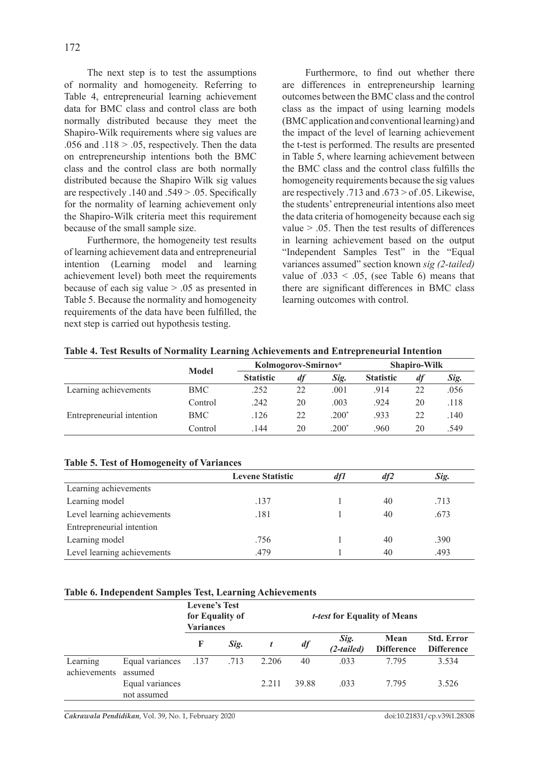The next step is to test the assumptions of normality and homogeneity. Referring to Table 4, entrepreneurial learning achievement data for BMC class and control class are both normally distributed because they meet the Shapiro-Wilk requirements where sig values are .056 and .118 > .05, respectively. Then the data on entrepreneurship intentions both the BMC class and the control class are both normally distributed because the Shapiro Wilk sig values are respectively .140 and .549 > .05. Specifically for the normality of learning achievement only the Shapiro-Wilk criteria meet this requirement because of the small sample size.

Furthermore, the homogeneity test results of learning achievement data and entrepreneurial intention (Learning model and learning achievement level) both meet the requirements because of each sig value > .05 as presented in Table 5. Because the normality and homogeneity requirements of the data have been fulfilled, the next step is carried out hypothesis testing.

Furthermore, to find out whether there are differences in entrepreneurship learning outcomes between the BMC class and the control class as the impact of using learning models (BMC application and conventional learning) and the impact of the level of learning achievement the t-test is performed. The results are presented in Table 5, where learning achievement between the BMC class and the control class fulfills the homogeneity requirements because the sig values are respectively .713 and .673 > of .05. Likewise, the students' entrepreneurial intentions also meet the data criteria of homogeneity because each sig value > .05. Then the test results of differences in learning achievement based on the output "Independent Samples Test" in the "Equal variances assumed" section known *sig (2-tailed)* value of .033 < .05, (see Table 6) means that there are significant differences in BMC class learning outcomes with control.

**Table 4. Test Results of Normality Learning Achievements and Entrepreneurial Intention**

| | Model | Kolmogorov-Smirnov[a] | | | Shapiro-Wilk | | |
|---|---|---|---|---|---|---|---|
| | | Statistic | *df* | *Sig.* | Statistic | *df* | *Sig.* |
| Learning achievements | BMC | .252 | 22 | .001 | .914 | 22 | .056 |
| | Control | .242 | 20 | .003 | .924 | 20 | .118 |
| Entrepreneurial intention | BMC | .126 | 22 | .200* | .933 | 22 | .140 |
| | Control | .144 | 20 | .200* | .960 | 20 | .549 |

**Table 5. Test of Homogeneity of Variances**

| | Levene Statistic | *df1* | *df2* | *Sig.* |
|---|---|---|---|---|
| Learning achievements | | | | |
| Learning model | .137 | 1 | 40 | .713 |
| Level learning achievements | .181 | 1 | 40 | .673 |
| Entrepreneurial intention | | | | |
| Learning model | .756 | 1 | 40 | .390 |
| Level learning achievements | .479 | 1 | 40 | .493 |

**Table 6. Independent Samples Test, Learning Achievements**

| | | Levene's Test for Equality of Variances | | *t-test* for Equality of Means | | | | |
|---|---|---|---|---|---|---|---|---|
| | | F | *Sig.* | *t* | *df* | *Sig. (2-tailed)* | Mean Difference | Std. Error Difference |
| Learning achievements | Equal variances assumed | .137 | .713 | 2.206 | 40 | .033 | 7.795 | 3.534 |
| | Equal variances not assumed | | | 2.211 | 39.88 | .033 | 7.795 | 3.526 |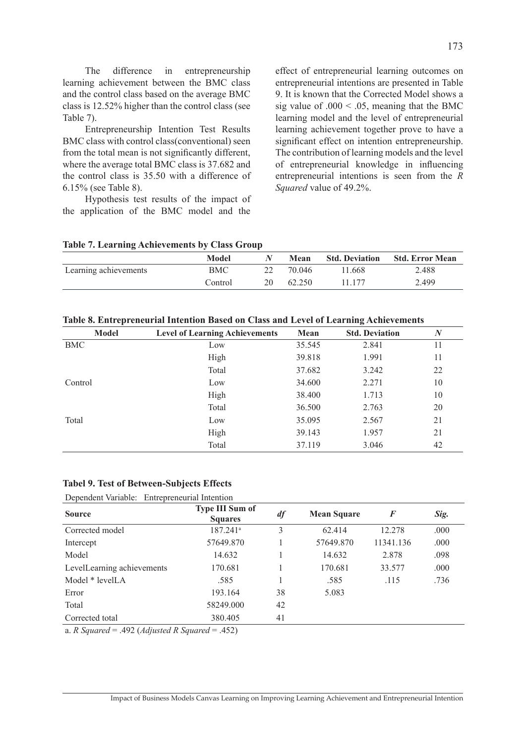The difference in entrepreneurship learning achievement between the BMC class and the control class based on the average BMC class is 12.52% higher than the control class (see Table 7).

Entrepreneurship Intention Test Results BMC class with control class(conventional) seen from the total mean is not significantly different, where the average total BMC class is 37.682 and the control class is 35.50 with a difference of 6.15% (see Table 8).

Hypothesis test results of the impact of the application of the BMC model and the effect of entrepreneurial learning outcomes on entrepreneurial intentions are presented in Table 9. It is known that the Corrected Model shows a sig value of .000 < .05, meaning that the BMC learning model and the level of entrepreneurial learning achievement together prove to have a significant effect on intention entrepreneurship. The contribution of learning models and the level of entrepreneurial knowledge in influencing entrepreneurial intentions is seen from the *R Squared* value of 49.2%.

**Table 7. Learning Achievements by Class Group**

| | Model | *N* | Mean | Std. Deviation | Std. Error Mean |
|---|---|---|---|---|---|
| Learning achievements | BMC | 22 | 70.046 | 11.668 | 2.488 |
| | Control | 20 | 62.250 | 11.177 | 2.499 |

**Table 8. Entrepreneurial Intention Based on Class and Level of Learning Achievements**

| Model | Level of Learning Achievements | Mean | Std. Deviation | *N* |
|---|---|---|---|---|
| BMC | Low | 35.545 | 2.841 | 11 |
| | High | 39.818 | 1.991 | 11 |
| | Total | 37.682 | 3.242 | 22 |
| Control | Low | 34.600 | 2.271 | 10 |
| | High | 38.400 | 1.713 | 10 |
| | Total | 36.500 | 2.763 | 20 |
| Total | Low | 35.095 | 2.567 | 21 |
| | High | 39.143 | 1.957 | 21 |
| | Total | 37.119 | 3.046 | 42 |

**Tabel 9. Test of Between-Subjects Effects**

Dependent Variable: Entrepreneurial Intention

| Source | Type III Sum of Squares | *df* | Mean Square | *F* | *Sig.* |
|---|---|---|---|---|---|
| Corrected model | 187.241[a] | 3 | 62.414 | 12.278 | .000 |
| Intercept | 57649.870 | 1 | 57649.870 | 11341.136 | .000 |
| Model | 14.632 | 1 | 14.632 | 2.878 | .098 |
| LevelLearning achievements | 170.681 | 1 | 170.681 | 33.577 | .000 |
| Model * levelLA | .585 | 1 | .585 | .115 | .736 |
| Error | 193.164 | 38 | 5.083 | | |
| Total | 58249.000 | 42 | | | |
| Corrected total | 380.405 | 41 | | | |

a. *R Squared* = .492 (*Adjusted R Squared* = .452)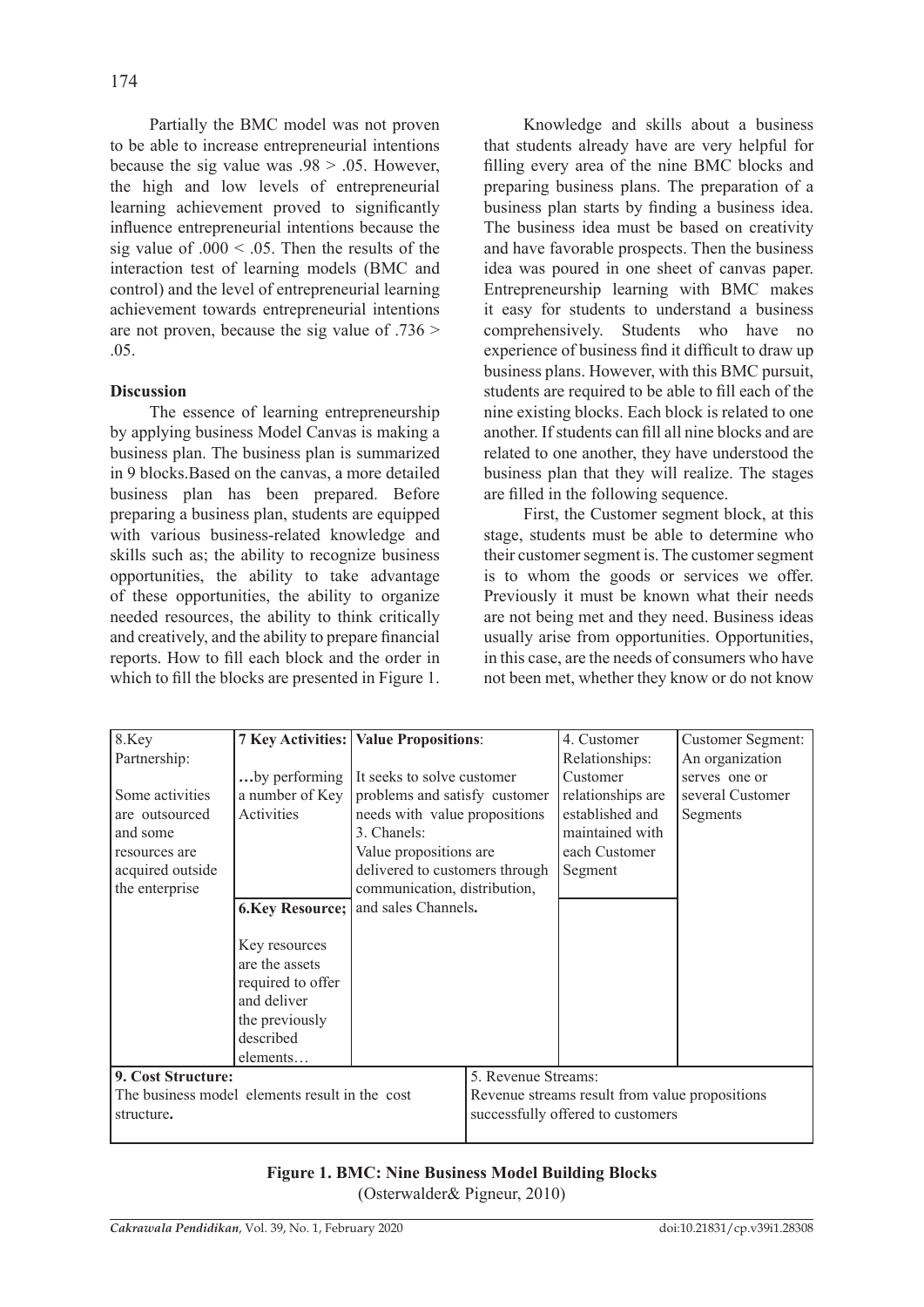Partially the BMC model was not proven to be able to increase entrepreneurial intentions because the sig value was $.98 > .05$. However, the high and low levels of entrepreneurial learning achievement proved to significantly influence entrepreneurial intentions because the sig value of $.000 < .05$. Then the results of the interaction test of learning models (BMC and control) and the level of entrepreneurial learning achievement towards entrepreneurial intentions are not proven, because the sig value of $.736 > .05$.

**Discussion**

The essence of learning entrepreneurship by applying business Model Canvas is making a business plan. The business plan is summarized in 9 blocks.Based on the canvas, a more detailed business plan has been prepared. Before preparing a business plan, students are equipped with various business-related knowledge and skills such as; the ability to recognize business opportunities, the ability to take advantage of these opportunities, the ability to organize needed resources, the ability to think critically and creatively, and the ability to prepare financial reports. How to fill each block and the order in which to fill the blocks are presented in Figure 1.

Knowledge and skills about a business that students already have are very helpful for filling every area of the nine BMC blocks and preparing business plans. The preparation of a business plan starts by finding a business idea. The business idea must be based on creativity and have favorable prospects. Then the business idea was poured in one sheet of canvas paper. Entrepreneurship learning with BMC makes it easy for students to understand a business comprehensively. Students who have no experience of business find it difficult to draw up business plans. However, with this BMC pursuit, students are required to be able to fill each of the nine existing blocks. Each block is related to one another. If students can fill all nine blocks and are related to one another, they have understood the business plan that they will realize. The stages are filled in the following sequence.

First, the Customer segment block, at this stage, students must be able to determine who their customer segment is. The customer segment is to whom the goods or services we offer. Previously it must be known what their needs are not being met and they need. Business ideas usually arise from opportunities. Opportunities, in this case, are the needs of consumers who have not been met, whether they know or do not know

| 8.Key Partnership: Some activities are outsourced and some resources are acquired outside the enterprise | **7 Key Activities:** …by performing a number of Key Activities | **Value Propositions**: It seeks to solve customer problems and satisfy customer needs with value propositions | 4. Customer Relationships: Customer relationships are established and maintained with each Customer Segment | Customer Segment: An organization serves one or several Customer Segments |
|---|---|---|---|---|
| | **6.Key Resource;** Key resources are the assets required to offer and deliver the previously described elements… | 3. Chanels: Value propositions are delivered to customers through communication, distribution, and sales Channels**.** | | |
| **9. Cost Structure:** The business model elements result in the cost structure**.** | | | 5. Revenue Streams: Revenue streams result from value propositions successfully offered to customers | |

**Figure 1. BMC: Nine Business Model Building Blocks**
(Osterwalder& Pigneur, 2010)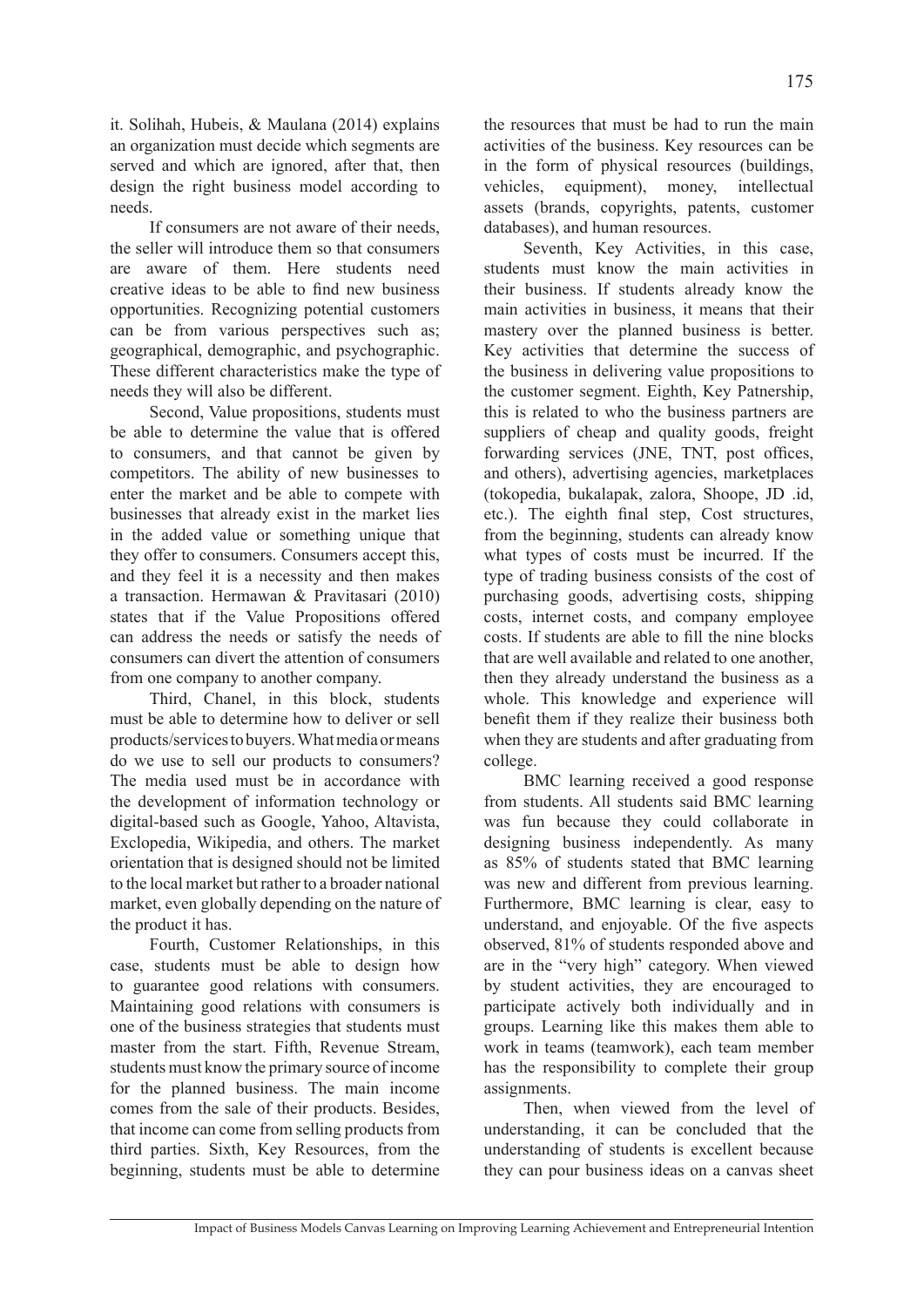it. Solihah, Hubeis, & Maulana (2014) explains an organization must decide which segments are served and which are ignored, after that, then design the right business model according to needs.

If consumers are not aware of their needs, the seller will introduce them so that consumers are aware of them. Here students need creative ideas to be able to find new business opportunities. Recognizing potential customers can be from various perspectives such as; geographical, demographic, and psychographic. These different characteristics make the type of needs they will also be different.

Second, Value propositions, students must be able to determine the value that is offered to consumers, and that cannot be given by competitors. The ability of new businesses to enter the market and be able to compete with businesses that already exist in the market lies in the added value or something unique that they offer to consumers. Consumers accept this, and they feel it is a necessity and then makes a transaction. Hermawan & Pravitasari (2010) states that if the Value Propositions offered can address the needs or satisfy the needs of consumers can divert the attention of consumers from one company to another company.

Third, Chanel, in this block, students must be able to determine how to deliver or sell products/services to buyers. What media or means do we use to sell our products to consumers? The media used must be in accordance with the development of information technology or digital-based such as Google, Yahoo, Altavista, Exclopedia, Wikipedia, and others. The market orientation that is designed should not be limited to the local market but rather to a broader national market, even globally depending on the nature of the product it has.

Fourth, Customer Relationships, in this case, students must be able to design how to guarantee good relations with consumers. Maintaining good relations with consumers is one of the business strategies that students must master from the start. Fifth, Revenue Stream, students must know the primary source of income for the planned business. The main income comes from the sale of their products. Besides, that income can come from selling products from third parties. Sixth, Key Resources, from the beginning, students must be able to determine the resources that must be had to run the main activities of the business. Key resources can be in the form of physical resources (buildings, vehicles, equipment), money, intellectual assets (brands, copyrights, patents, customer databases), and human resources.

Seventh, Key Activities, in this case, students must know the main activities in their business. If students already know the main activities in business, it means that their mastery over the planned business is better. Key activities that determine the success of the business in delivering value propositions to the customer segment. Eighth, Key Patnership, this is related to who the business partners are suppliers of cheap and quality goods, freight forwarding services (JNE, TNT, post offices, and others), advertising agencies, marketplaces (tokopedia, bukalapak, zalora, Shoope, JD .id, etc.). The eighth final step, Cost structures, from the beginning, students can already know what types of costs must be incurred. If the type of trading business consists of the cost of purchasing goods, advertising costs, shipping costs, internet costs, and company employee costs. If students are able to fill the nine blocks that are well available and related to one another, then they already understand the business as a whole. This knowledge and experience will benefit them if they realize their business both when they are students and after graduating from college.

BMC learning received a good response from students. All students said BMC learning was fun because they could collaborate in designing business independently. As many as 85% of students stated that BMC learning was new and different from previous learning. Furthermore, BMC learning is clear, easy to understand, and enjoyable. Of the five aspects observed, 81% of students responded above and are in the "very high" category. When viewed by student activities, they are encouraged to participate actively both individually and in groups. Learning like this makes them able to work in teams (teamwork), each team member has the responsibility to complete their group assignments.

Then, when viewed from the level of understanding, it can be concluded that the understanding of students is excellent because they can pour business ideas on a canvas sheet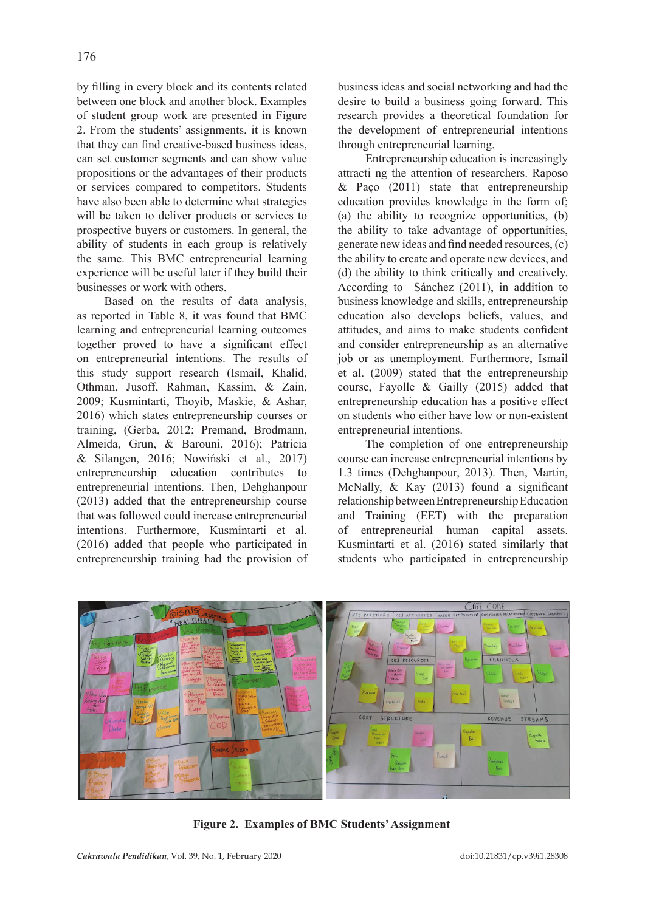by filling in every block and its contents related between one block and another block. Examples of student group work are presented in Figure 2. From the students' assignments, it is known that they can find creative-based business ideas, can set customer segments and can show value propositions or the advantages of their products or services compared to competitors. Students have also been able to determine what strategies will be taken to deliver products or services to prospective buyers or customers. In general, the ability of students in each group is relatively the same. This BMC entrepreneurial learning experience will be useful later if they build their businesses or work with others.

Based on the results of data analysis, as reported in Table 8, it was found that BMC learning and entrepreneurial learning outcomes together proved to have a significant effect on entrepreneurial intentions. The results of this study support research (Ismail, Khalid, Othman, Jusoff, Rahman, Kassim, & Zain, 2009; Kusmintarti, Thoyib, Maskie, & Ashar, 2016) which states entrepreneurship courses or training, (Gerba, 2012; Premand, Brodmann, Almeida, Grun, & Barouni, 2016); Patricia & Silangen, 2016; Nowiński et al., 2017) entrepreneurship education contributes to entrepreneurial intentions. Then, Dehghanpour (2013) added that the entrepreneurship course that was followed could increase entrepreneurial intentions. Furthermore, Kusmintarti et al. (2016) added that people who participated in entrepreneurship training had the provision of business ideas and social networking and had the desire to build a business going forward. This research provides a theoretical foundation for the development of entrepreneurial intentions through entrepreneurial learning.

Entrepreneurship education is increasingly attracti ng the attention of researchers. Raposo & Paço (2011) state that entrepreneurship education provides knowledge in the form of; (a) the ability to recognize opportunities, (b) the ability to take advantage of opportunities, generate new ideas and find needed resources, (c) the ability to create and operate new devices, and (d) the ability to think critically and creatively. According to Sánchez (2011), in addition to business knowledge and skills, entrepreneurship education also develops beliefs, values, and attitudes, and aims to make students confident and consider entrepreneurship as an alternative job or as unemployment. Furthermore, Ismail et al. (2009) stated that the entrepreneurship course, Fayolle & Gailly (2015) added that entrepreneurship education has a positive effect on students who either have low or non-existent entrepreneurial intentions.

The completion of one entrepreneurship course can increase entrepreneurial intentions by 1.3 times (Dehghanpour, 2013). Then, Martin, McNally, & Kay (2013) found a significant relationship between Entrepreneurship Education and Training (EET) with the preparation of entrepreneurial human capital assets. Kusmintarti et al. (2016) stated similarly that students who participated in entrepreneurship

**Figure 2. Examples of BMC Students' Assignment**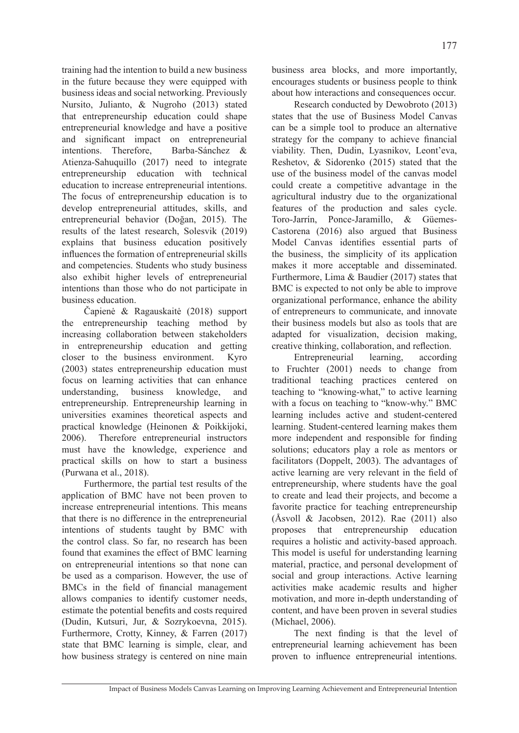training had the intention to build a new business in the future because they were equipped with business ideas and social networking. Previously Nursito, Julianto, & Nugroho (2013) stated that entrepreneurship education could shape entrepreneurial knowledge and have a positive and significant impact on entrepreneurial intentions. Therefore, Barba-Sánchez & Atienza-Sahuquillo (2017) need to integrate entrepreneurship education with technical education to increase entrepreneurial intentions. The focus of entrepreneurship education is to develop entrepreneurial attitudes, skills, and entrepreneurial behavior (Doğan, 2015). The results of the latest research, Solesvik (2019) explains that business education positively influences the formation of entrepreneurial skills and competencies. Students who study business also exhibit higher levels of entrepreneurial intentions than those who do not participate in business education.

Čapienė & Ragauskaitė (2018) support the entrepreneurship teaching method by increasing collaboration between stakeholders in entrepreneurship education and getting closer to the business environment. Kyro (2003) states entrepreneurship education must focus on learning activities that can enhance understanding, business knowledge, and entrepreneurship. Entrepreneurship learning in universities examines theoretical aspects and practical knowledge (Heinonen & Poikkijoki, 2006). Therefore entrepreneurial instructors must have the knowledge, experience and practical skills on how to start a business (Purwana et al., 2018).

Furthermore, the partial test results of the application of BMC have not been proven to increase entrepreneurial intentions. This means that there is no difference in the entrepreneurial intentions of students taught by BMC with the control class. So far, no research has been found that examines the effect of BMC learning on entrepreneurial intentions so that none can be used as a comparison. However, the use of BMCs in the field of financial management allows companies to identify customer needs, estimate the potential benefits and costs required (Dudin, Kutsuri, Jur, & Sozrykoevna, 2015). Furthermore, Crotty, Kinney, & Farren (2017) state that BMC learning is simple, clear, and how business strategy is centered on nine main business area blocks, and more importantly, encourages students or business people to think about how interactions and consequences occur.

Research conducted by Dewobroto (2013) states that the use of Business Model Canvas can be a simple tool to produce an alternative strategy for the company to achieve financial viability. Then, Dudin, Lyasnikov, Leont'eva, Reshetov, & Sidorenko (2015) stated that the use of the business model of the canvas model could create a competitive advantage in the agricultural industry due to the organizational features of the production and sales cycle. Toro-Jarrín, Ponce-Jaramillo, & Güemes-Castorena (2016) also argued that Business Model Canvas identifies essential parts of the business, the simplicity of its application makes it more acceptable and disseminated. Furthermore, Lima & Baudier (2017) states that BMC is expected to not only be able to improve organizational performance, enhance the ability of entrepreneurs to communicate, and innovate their business models but also as tools that are adapted for visualization, decision making, creative thinking, collaboration, and reflection.

Entrepreneurial learning, according to Fruchter (2001) needs to change from traditional teaching practices centered on teaching to "knowing-what," to active learning with a focus on teaching to "know-why." BMC learning includes active and student-centered learning. Student-centered learning makes them more independent and responsible for finding solutions; educators play a role as mentors or facilitators (Doppelt, 2003). The advantages of active learning are very relevant in the field of entrepreneurship, where students have the goal to create and lead their projects, and become a favorite practice for teaching entrepreneurship (Åsvoll & Jacobsen, 2012). Rae (2011) also proposes that entrepreneurship education requires a holistic and activity-based approach. This model is useful for understanding learning material, practice, and personal development of social and group interactions. Active learning activities make academic results and higher motivation, and more in-depth understanding of content, and have been proven in several studies (Michael, 2006).

The next finding is that the level of entrepreneurial learning achievement has been proven to influence entrepreneurial intentions.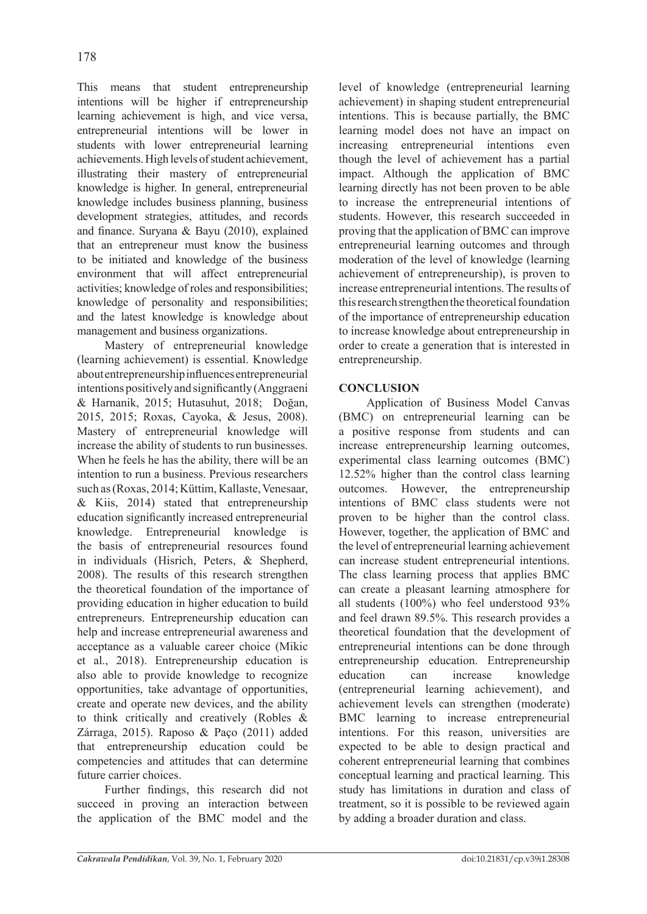This means that student entrepreneurship intentions will be higher if entrepreneurship learning achievement is high, and vice versa, entrepreneurial intentions will be lower in students with lower entrepreneurial learning achievements. High levels of student achievement, illustrating their mastery of entrepreneurial knowledge is higher. In general, entrepreneurial knowledge includes business planning, business development strategies, attitudes, and records and finance. Suryana & Bayu (2010), explained that an entrepreneur must know the business to be initiated and knowledge of the business environment that will affect entrepreneurial activities; knowledge of roles and responsibilities; knowledge of personality and responsibilities; and the latest knowledge is knowledge about management and business organizations.

Mastery of entrepreneurial knowledge (learning achievement) is essential. Knowledge about entrepreneurship influences entrepreneurial intentions positively and significantly (Anggraeni & Harnanik, 2015; Hutasuhut, 2018; Doğan, 2015, 2015; Roxas, Cayoka, & Jesus, 2008). Mastery of entrepreneurial knowledge will increase the ability of students to run businesses. When he feels he has the ability, there will be an intention to run a business. Previous researchers such as (Roxas, 2014; Küttim, Kallaste, Venesaar, & Kiis, 2014) stated that entrepreneurship education significantly increased entrepreneurial knowledge. Entrepreneurial knowledge is the basis of entrepreneurial resources found in individuals (Hisrich, Peters, & Shepherd, 2008). The results of this research strengthen the theoretical foundation of the importance of providing education in higher education to build entrepreneurs. Entrepreneurship education can help and increase entrepreneurial awareness and acceptance as a valuable career choice (Mikic et al., 2018). Entrepreneurship education is also able to provide knowledge to recognize opportunities, take advantage of opportunities, create and operate new devices, and the ability to think critically and creatively (Robles & Zárraga, 2015). Raposo & Paço (2011) added that entrepreneurship education could be competencies and attitudes that can determine future carrier choices.

Further findings, this research did not succeed in proving an interaction between the application of the BMC model and the level of knowledge (entrepreneurial learning achievement) in shaping student entrepreneurial intentions. This is because partially, the BMC learning model does not have an impact on increasing entrepreneurial intentions even though the level of achievement has a partial impact. Although the application of BMC learning directly has not been proven to be able to increase the entrepreneurial intentions of students. However, this research succeeded in proving that the application of BMC can improve entrepreneurial learning outcomes and through moderation of the level of knowledge (learning achievement of entrepreneurship), is proven to increase entrepreneurial intentions. The results of this research strengthen the theoretical foundation of the importance of entrepreneurship education to increase knowledge about entrepreneurship in order to create a generation that is interested in entrepreneurship.

## CONCLUSION

Application of Business Model Canvas (BMC) on entrepreneurial learning can be a positive response from students and can increase entrepreneurship learning outcomes, experimental class learning outcomes (BMC) 12.52% higher than the control class learning outcomes. However, the entrepreneurship intentions of BMC class students were not proven to be higher than the control class. However, together, the application of BMC and the level of entrepreneurial learning achievement can increase student entrepreneurial intentions. The class learning process that applies BMC can create a pleasant learning atmosphere for all students (100%) who feel understood 93% and feel drawn 89.5%. This research provides a theoretical foundation that the development of entrepreneurial intentions can be done through entrepreneurship education. Entrepreneurship education can increase knowledge (entrepreneurial learning achievement), and achievement levels can strengthen (moderate) BMC learning to increase entrepreneurial intentions. For this reason, universities are expected to be able to design practical and coherent entrepreneurial learning that combines conceptual learning and practical learning. This study has limitations in duration and class of treatment, so it is possible to be reviewed again by adding a broader duration and class.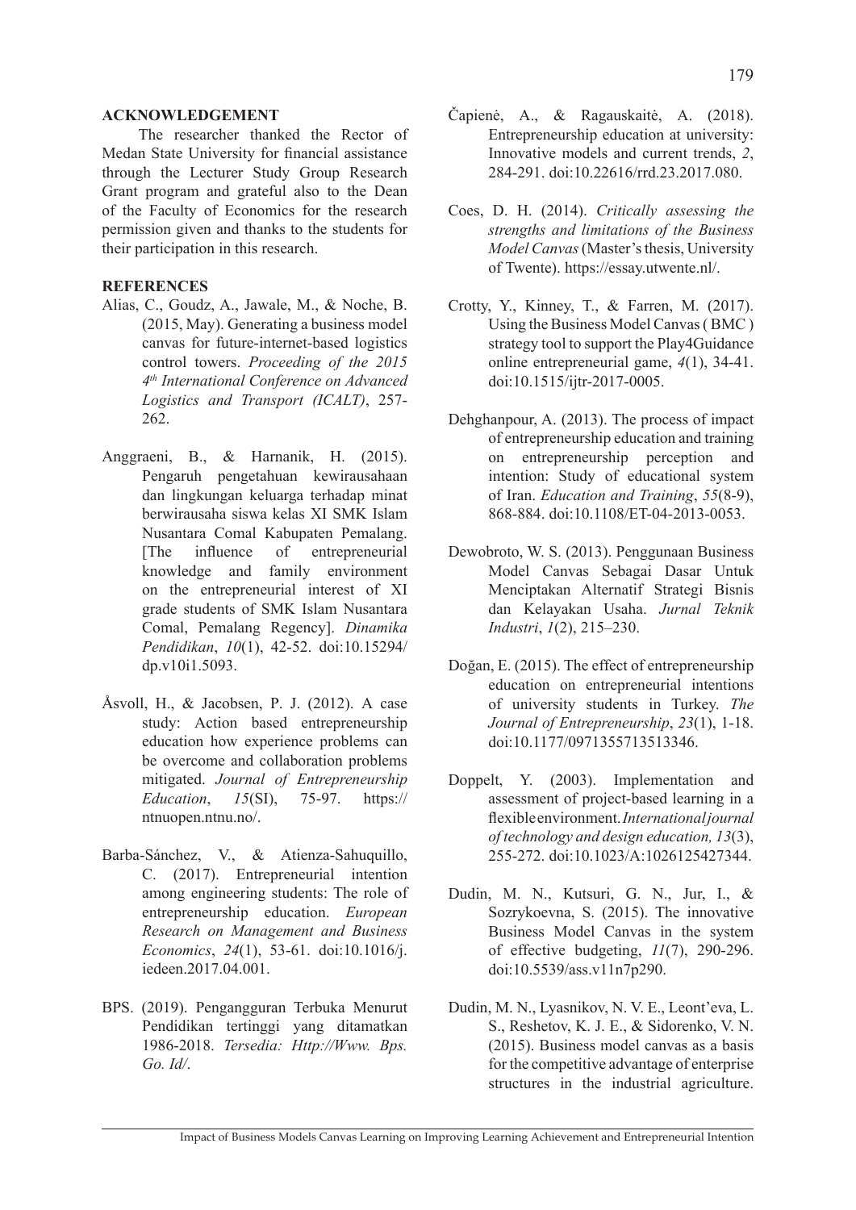## ACKNOWLEDGEMENT

The researcher thanked the Rector of Medan State University for financial assistance through the Lecturer Study Group Research Grant program and grateful also to the Dean of the Faculty of Economics for the research permission given and thanks to the students for their participation in this research.

## REFERENCES

Alias, C., Goudz, A., Jawale, M., & Noche, B. (2015, May). Generating a business model canvas for future-internet-based logistics control towers. *Proceeding of the 2015 4th International Conference on Advanced Logistics and Transport (ICALT)*, 257-262.

Anggraeni, B., & Harnanik, H. (2015). Pengaruh pengetahuan kewirausahaan dan lingkungan keluarga terhadap minat berwirausaha siswa kelas XI SMK Islam Nusantara Comal Kabupaten Pemalang. [The influence of entrepreneurial knowledge and family environment on the entrepreneurial interest of XI grade students of SMK Islam Nusantara Comal, Pemalang Regency]. *Dinamika Pendidikan*, *10*(1), 42-52. doi:10.15294/dp.v10i1.5093.

Åsvoll, H., & Jacobsen, P. J. (2012). A case study: Action based entrepreneurship education how experience problems can be overcome and collaboration problems mitigated. *Journal of Entrepreneurship Education*, *15*(SI), 75-97. https://ntnuopen.ntnu.no/.

Barba-Sánchez, V., & Atienza-Sahuquillo, C. (2017). Entrepreneurial intention among engineering students: The role of entrepreneurship education. *European Research on Management and Business Economics*, *24*(1), 53-61. doi:10.1016/j.iedeen.2017.04.001.

BPS. (2019). Pengangguran Terbuka Menurut Pendidikan tertinggi yang ditamatkan 1986-2018. *Tersedia: Http://Www. Bps. Go. Id/*.

Čapienė, A., & Ragauskaitė, A. (2018). Entrepreneurship education at university: Innovative models and current trends, *2*, 284-291. doi:10.22616/rrd.23.2017.080.

Coes, D. H. (2014). *Critically assessing the strengths and limitations of the Business Model Canvas* (Master's thesis, University of Twente). https://essay.utwente.nl/.

Crotty, Y., Kinney, T., & Farren, M. (2017). Using the Business Model Canvas ( BMC ) strategy tool to support the Play4Guidance online entrepreneurial game, *4*(1), 34-41. doi:10.1515/ijtr-2017-0005.

Dehghanpour, A. (2013). The process of impact of entrepreneurship education and training on entrepreneurship perception and intention: Study of educational system of Iran. *Education and Training*, *55*(8-9), 868-884. doi:10.1108/ET-04-2013-0053.

Dewobroto, W. S. (2013). Penggunaan Business Model Canvas Sebagai Dasar Untuk Menciptakan Alternatif Strategi Bisnis dan Kelayakan Usaha. *Jurnal Teknik Industri*, *1*(2), 215–230.

Doğan, E. (2015). The effect of entrepreneurship education on entrepreneurial intentions of university students in Turkey. *The Journal of Entrepreneurship*, *23*(1), 1-18. doi:10.1177/0971355713513346.

Doppelt, Y. (2003). Implementation and assessment of project-based learning in a flexible environment. *International journal of technology and design education, 13*(3), 255-272. doi:10.1023/A:1026125427344.

Dudin, M. N., Kutsuri, G. N., Jur, I., & Sozrykoevna, S. (2015). The innovative Business Model Canvas in the system of effective budgeting, *11*(7), 290-296. doi:10.5539/ass.v11n7p290.

Dudin, M. N., Lyasnikov, N. V. E., Leont'eva, L. S., Reshetov, K. J. E., & Sidorenko, V. N. (2015). Business model canvas as a basis for the competitive advantage of enterprise structures in the industrial agriculture.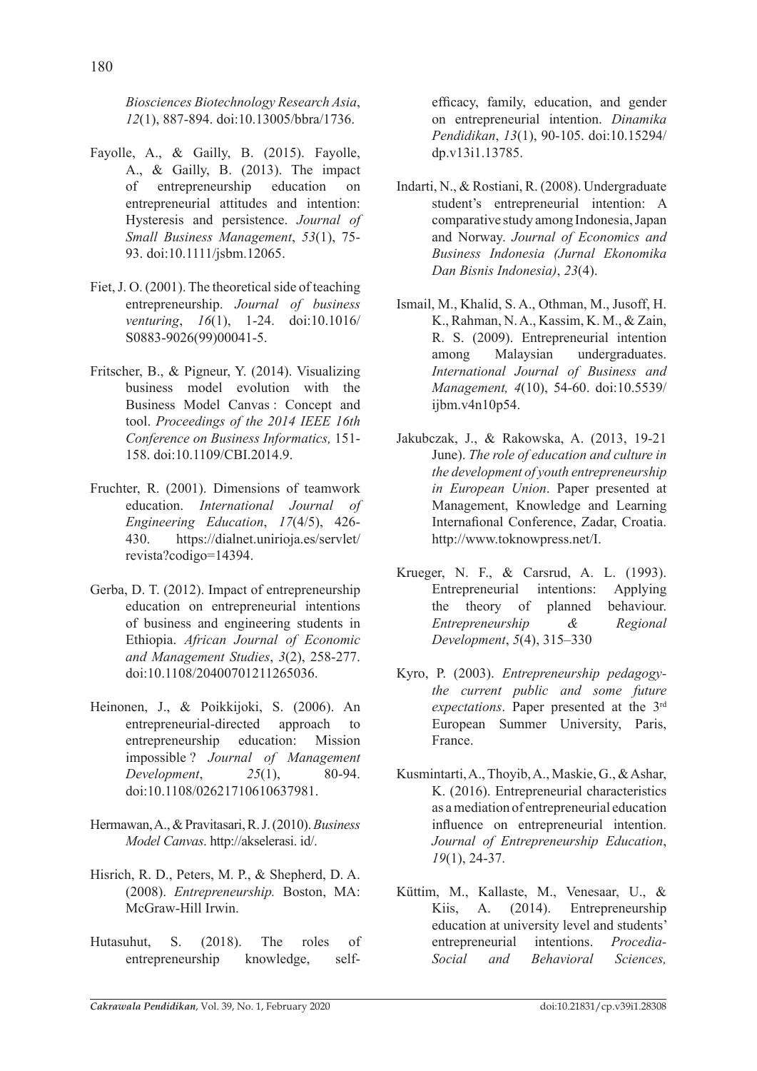*Biosciences Biotechnology Research Asia*, *12*(1), 887-894. doi:10.13005/bbra/1736.

Fayolle, A., & Gailly, B. (2015). Fayolle, A., & Gailly, B. (2013). The impact of entrepreneurship education on entrepreneurial attitudes and intention: Hysteresis and persistence. *Journal of Small Business Management*, *53*(1), 75-93. doi:10.1111/jsbm.12065.

Fiet, J. O. (2001). The theoretical side of teaching entrepreneurship. *Journal of business venturing*, *16*(1), 1-24. doi:10.1016/S0883-9026(99)00041-5.

Fritscher, B., & Pigneur, Y. (2014). Visualizing business model evolution with the Business Model Canvas : Concept and tool. *Proceedings of the 2014 IEEE 16th Conference on Business Informatics,* 151-158. doi:10.1109/CBI.2014.9.

Fruchter, R. (2001). Dimensions of teamwork education. *International Journal of Engineering Education*, *17*(4/5), 426-430. https://dialnet.unirioja.es/servlet/revista?codigo=14394.

Gerba, D. T. (2012). Impact of entrepreneurship education on entrepreneurial intentions of business and engineering students in Ethiopia. *African Journal of Economic and Management Studies*, *3*(2), 258-277. doi:10.1108/20400701211265036.

Heinonen, J., & Poikkijoki, S. (2006). An entrepreneurial-directed approach to entrepreneurship education: Mission impossible ? *Journal of Management Development*, *25*(1), 80-94. doi:10.1108/02621710610637981.

Hermawan, A., & Pravitasari, R. J. (2010). *Business Model Canvas*. http://akselerasi. id/.

Hisrich, R. D., Peters, M. P., & Shepherd, D. A. (2008). *Entrepreneurship.* Boston, MA: McGraw-Hill Irwin.

Hutasuhut, S. (2018). The roles of entrepreneurship knowledge, self-efficacy, family, education, and gender on entrepreneurial intention. *Dinamika Pendidikan*, *13*(1), 90-105. doi:10.15294/dp.v13i1.13785.

Indarti, N., & Rostiani, R. (2008). Undergraduate student's entrepreneurial intention: A comparative study among Indonesia, Japan and Norway. *Journal of Economics and Business Indonesia (Jurnal Ekonomika Dan Bisnis Indonesia)*, *23*(4).

Ismail, M., Khalid, S. A., Othman, M., Jusoff, H. K., Rahman, N. A., Kassim, K. M., & Zain, R. S. (2009). Entrepreneurial intention among Malaysian undergraduates. *International Journal of Business and Management, 4*(10), 54-60. doi:10.5539/ijbm.v4n10p54.

Jakubczak, J., & Rakowska, A. (2013, 19-21 June). *The role of education and culture in the development of youth entrepreneurship in European Union*. Paper presented at Management, Knowledge and Learning Internafional Conference, Zadar, Croatia. http://www.toknowpress.net/I.

Krueger, N. F., & Carsrud, A. L. (1993). Entrepreneurial intentions: Applying the theory of planned behaviour. *Entrepreneurship & Regional Development*, *5*(4), 315–330

Kyro, P. (2003). *Entrepreneurship pedagogy-the current public and some future expectations*. Paper presented at the 3rd European Summer University, Paris, France.

Kusmintarti, A., Thoyib, A., Maskie, G., & Ashar, K. (2016). Entrepreneurial characteristics as a mediation of entrepreneurial education influence on entrepreneurial intention. *Journal of Entrepreneurship Education*, *19*(1), 24-37.

Küttim, M., Kallaste, M., Venesaar, U., & Kiis, A. (2014). Entrepreneurship education at university level and students' entrepreneurial intentions. *Procedia-Social and Behavioral Sciences,*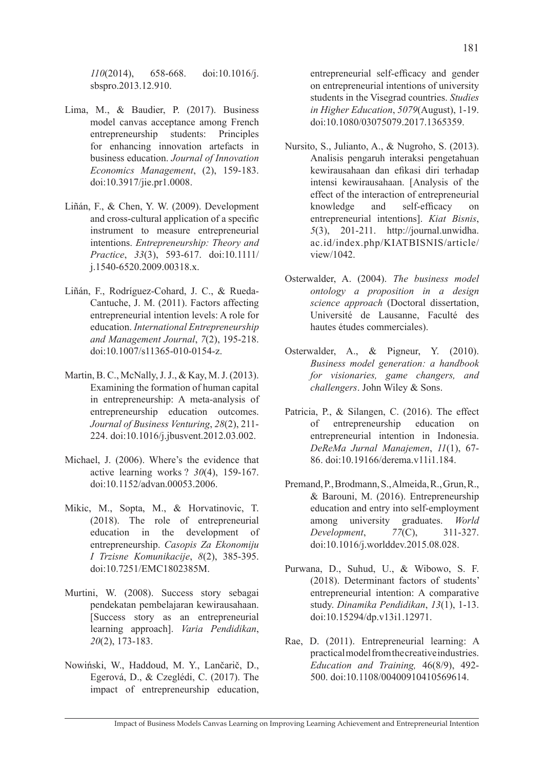*110*(2014), 658-668. doi:10.1016/j.sbspro.2013.12.910.

Lima, M., & Baudier, P. (2017). Business model canvas acceptance among French entrepreneurship students: Principles for enhancing innovation artefacts in business education. *Journal of Innovation Economics Management*, (2), 159-183. doi:10.3917/jie.pr1.0008.

Liñán, F., & Chen, Y. W. (2009). Development and cross-cultural application of a specific instrument to measure entrepreneurial intentions. *Entrepreneurship: Theory and Practice*, *33*(3), 593-617. doi:10.1111/j.1540-6520.2009.00318.x.

Liñán, F., Rodríguez-Cohard, J. C., & Rueda-Cantuche, J. M. (2011). Factors affecting entrepreneurial intention levels: A role for education. *International Entrepreneurship and Management Journal*, *7*(2), 195-218. doi:10.1007/s11365-010-0154-z.

Martin, B. C., McNally, J. J., & Kay, M. J. (2013). Examining the formation of human capital in entrepreneurship: A meta-analysis of entrepreneurship education outcomes. *Journal of Business Venturing*, *28*(2), 211-224. doi:10.1016/j.jbusvent.2012.03.002.

Michael, J. (2006). Where's the evidence that active learning works ? *30*(4), 159-167. doi:10.1152/advan.00053.2006.

Mikic, M., Sopta, M., & Horvatinovic, T. (2018). The role of entrepreneurial education in the development of entrepreneurship. *Casopis Za Ekonomiju I Trzisne Komunikacije*, *8*(2), 385-395. doi:10.7251/EMC1802385M.

Murtini, W. (2008). Success story sebagai pendekatan pembelajaran kewirausahaan. [Success story as an entrepreneurial learning approach]. *Varia Pendidikan*, *20*(2), 173-183.

Nowiński, W., Haddoud, M. Y., Lančarič, D., Egerová, D., & Czeglédi, C. (2017). The impact of entrepreneurship education, entrepreneurial self-efficacy and gender on entrepreneurial intentions of university students in the Visegrad countries. *Studies in Higher Education*, *5079*(August), 1-19. doi:10.1080/03075079.2017.1365359.

Nursito, S., Julianto, A., & Nugroho, S. (2013). Analisis pengaruh interaksi pengetahuan kewirausahaan dan efikasi diri terhadap intensi kewirausahaan. [Analysis of the effect of the interaction of entrepreneurial knowledge and self-efficacy on entrepreneurial intentions]. *Kiat Bisnis*, *5*(3), 201-211. http://journal.unwidha.ac.id/index.php/KIATBISNIS/article/view/1042.

Osterwalder, A. (2004). *The business model ontology a proposition in a design science approach* (Doctoral dissertation, Université de Lausanne, Faculté des hautes études commerciales).

Osterwalder, A., & Pigneur, Y. (2010). *Business model generation: a handbook for visionaries, game changers, and challengers*. John Wiley & Sons.

Patricia, P., & Silangen, C. (2016). The effect of entrepreneurship education on entrepreneurial intention in Indonesia. *DeReMa Jurnal Manajemen*, *11*(1), 67-86. doi:10.19166/derema.v11i1.184.

Premand, P., Brodmann, S., Almeida, R., Grun, R., & Barouni, M. (2016). Entrepreneurship education and entry into self-employment among university graduates. *World Development*, *77*(C), 311-327. doi:10.1016/j.worlddev.2015.08.028.

Purwana, D., Suhud, U., & Wibowo, S. F. (2018). Determinant factors of students' entrepreneurial intention: A comparative study. *Dinamika Pendidikan*, *13*(1), 1-13. doi:10.15294/dp.v13i1.12971.

Rae, D. (2011). Entrepreneurial learning: A practical model from the creative industries. *Education and Training,* 46(8/9), 492-500. doi:10.1108/00400910410569614.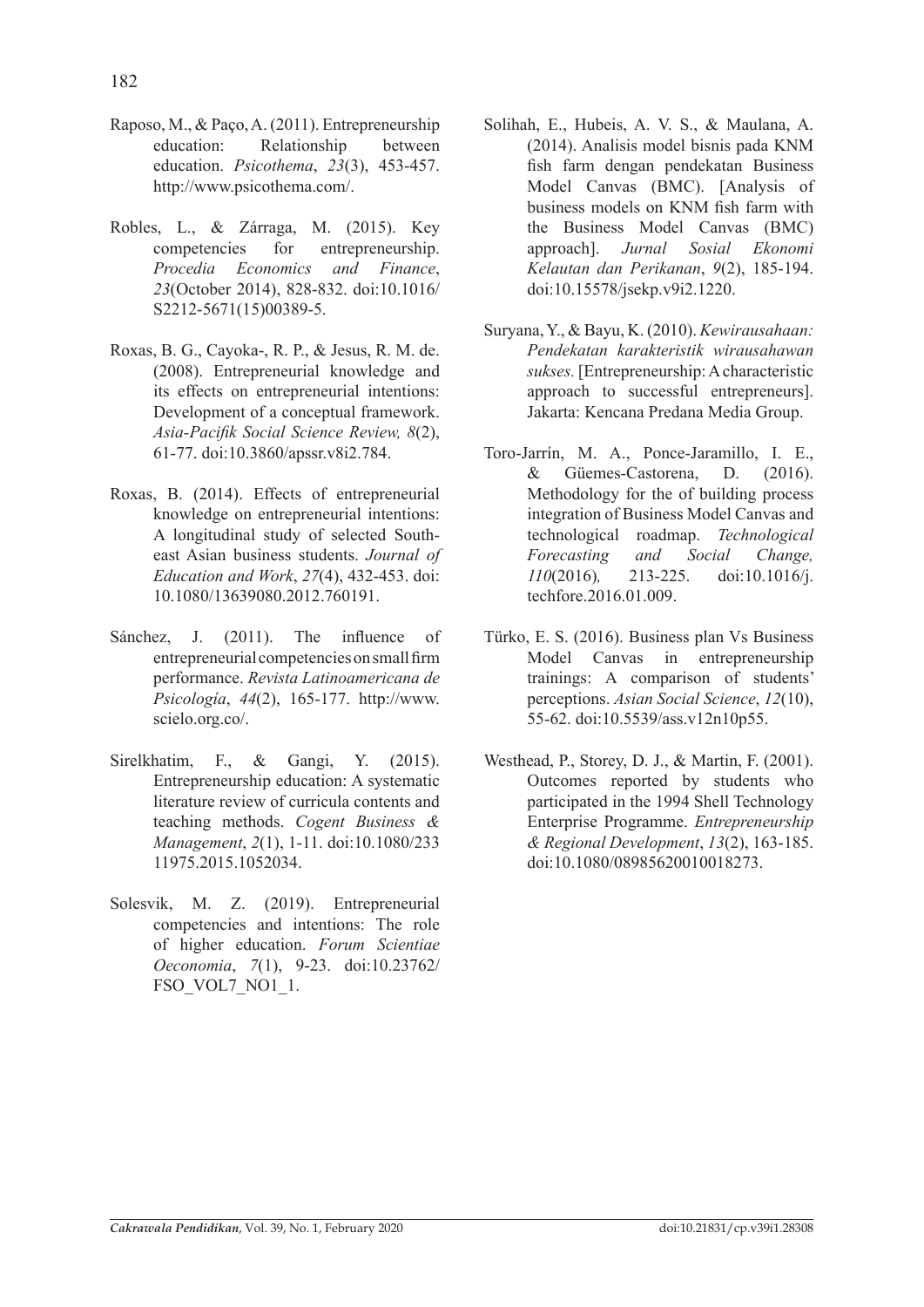Raposo, M., & Paço, A. (2011). Entrepreneurship education: Relationship between education. *Psicothema*, *23*(3), 453-457. http://www.psicothema.com/.

Robles, L., & Zárraga, M. (2015). Key competencies for entrepreneurship. *Procedia Economics and Finance*, *23*(October 2014), 828-832. doi:10.1016/S2212-5671(15)00389-5.

Roxas, B. G., Cayoka-, R. P., & Jesus, R. M. de. (2008). Entrepreneurial knowledge and its effects on entrepreneurial intentions: Development of a conceptual framework. *Asia-Pacifik Social Science Review, 8*(2), 61-77. doi:10.3860/apssr.v8i2.784.

Roxas, B. (2014). Effects of entrepreneurial knowledge on entrepreneurial intentions: A longitudinal study of selected South-east Asian business students. *Journal of Education and Work*, *27*(4), 432-453. doi:10.1080/13639080.2012.760191.

Sánchez, J. (2011). The influence of entrepreneurial competencies on small firm performance. *Revista Latinoamericana de Psicología*, *44*(2), 165-177. http://www.scielo.org.co/.

Sirelkhatim, F., & Gangi, Y. (2015). Entrepreneurship education: A systematic literature review of curricula contents and teaching methods. *Cogent Business & Management*, *2*(1), 1-11. doi:10.1080/23311975.2015.1052034.

Solesvik, M. Z. (2019). Entrepreneurial competencies and intentions: The role of higher education. *Forum Scientiae Oeconomia*, *7*(1), 9-23. doi:10.23762/FSO_VOL7_NO1_1.

Solihah, E., Hubeis, A. V. S., & Maulana, A. (2014). Analisis model bisnis pada KNM fish farm dengan pendekatan Business Model Canvas (BMC). [Analysis of business models on KNM fish farm with the Business Model Canvas (BMC) approach]. *Jurnal Sosial Ekonomi Kelautan dan Perikanan*, *9*(2), 185-194. doi:10.15578/jsekp.v9i2.1220.

Suryana, Y., & Bayu, K. (2010). *Kewirausahaan: Pendekatan karakteristik wirausahawan sukses.* [Entrepreneurship: A characteristic approach to successful entrepreneurs]. Jakarta: Kencana Predana Media Group.

Toro-Jarrín, M. A., Ponce-Jaramillo, I. E., & Güemes-Castorena, D. (2016). Methodology for the of building process integration of Business Model Canvas and technological roadmap. *Technological Forecasting and Social Change, 110*(2016)*,* 213-225. doi:10.1016/j.techfore.2016.01.009.

Türko, E. S. (2016). Business plan Vs Business Model Canvas in entrepreneurship trainings: A comparison of students' perceptions. *Asian Social Science*, *12*(10), 55-62. doi:10.5539/ass.v12n10p55.

Westhead, P., Storey, D. J., & Martin, F. (2001). Outcomes reported by students who participated in the 1994 Shell Technology Enterprise Programme. *Entrepreneurship & Regional Development*, *13*(2), 163-185. doi:10.1080/08985620010018273.